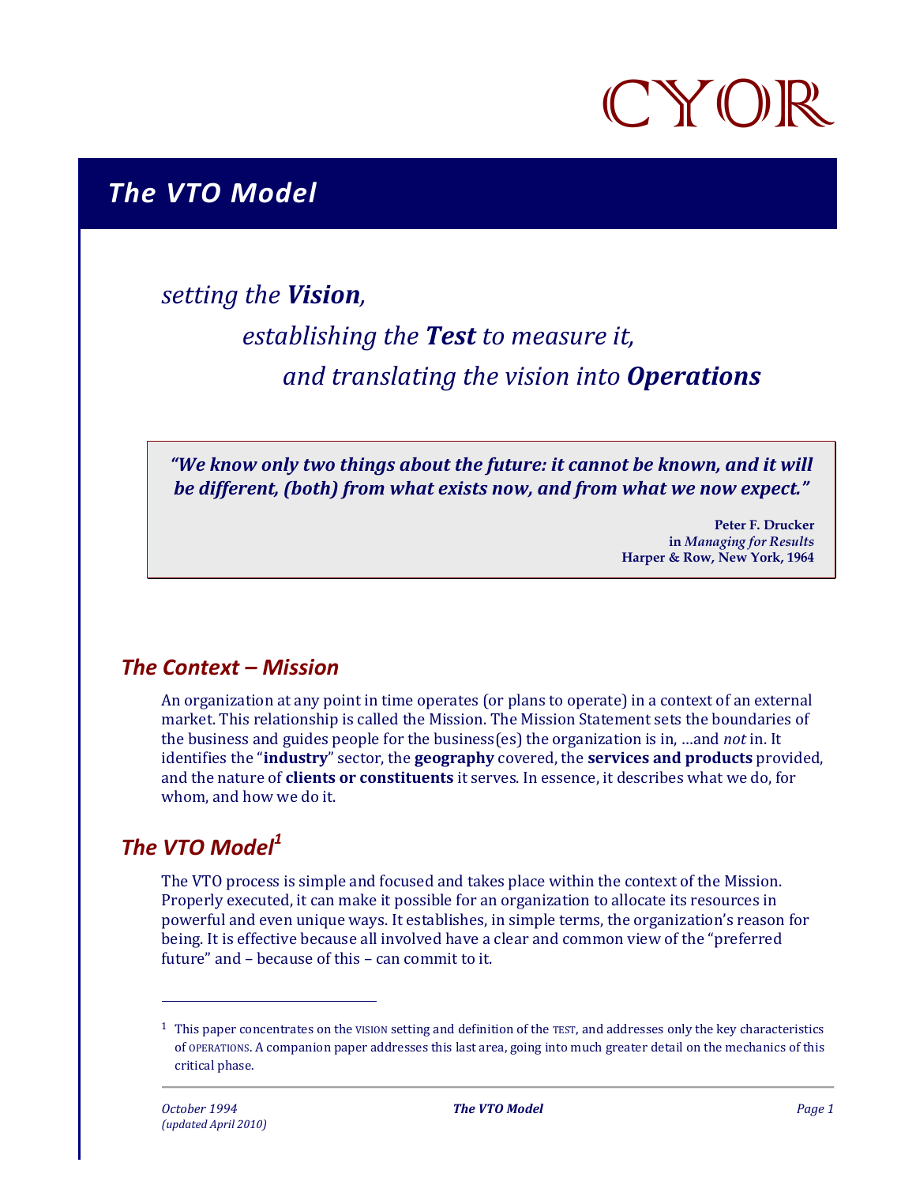CYOR

# The VTO Model

*setting the **Vision**,*

*establishing the **Test** to measure it,*

*and translating the vision into **Operations***

> ***"We know only two things about the future: it cannot be known, and it will be different, (both) from what exists now, and from what we now expect."***
>
> **Peter F. Drucker**
> **in *Managing for Results***
> **Harper & Row, New York, 1964**

## *The Context – Mission*

An organization at any point in time operates (or plans to operate) in a context of an external market. This relationship is called the Mission. The Mission Statement sets the boundaries of the business and guides people for the business(es) the organization is in, …and *not* in. It identifies the "**industry**" sector, the **geography** covered, the **services and products** provided, and the nature of **clients or constituents** it serves. In essence, it describes what we do, for whom, and how we do it.

## *The VTO Model*[1]

The VTO process is simple and focused and takes place within the context of the Mission. Properly executed, it can make it possible for an organization to allocate its resources in powerful and even unique ways. It establishes, in simple terms, the organization's reason for being. It is effective because all involved have a clear and common view of the "preferred future" and – because of this – can commit to it.

---

[1] This paper concentrates on the VISION setting and definition of the TEST, and addresses only the key characteristics of OPERATIONS. A companion paper addresses this last area, going into much greater detail on the mechanics of this critical phase.

*October 1994*
*(updated April 2010)*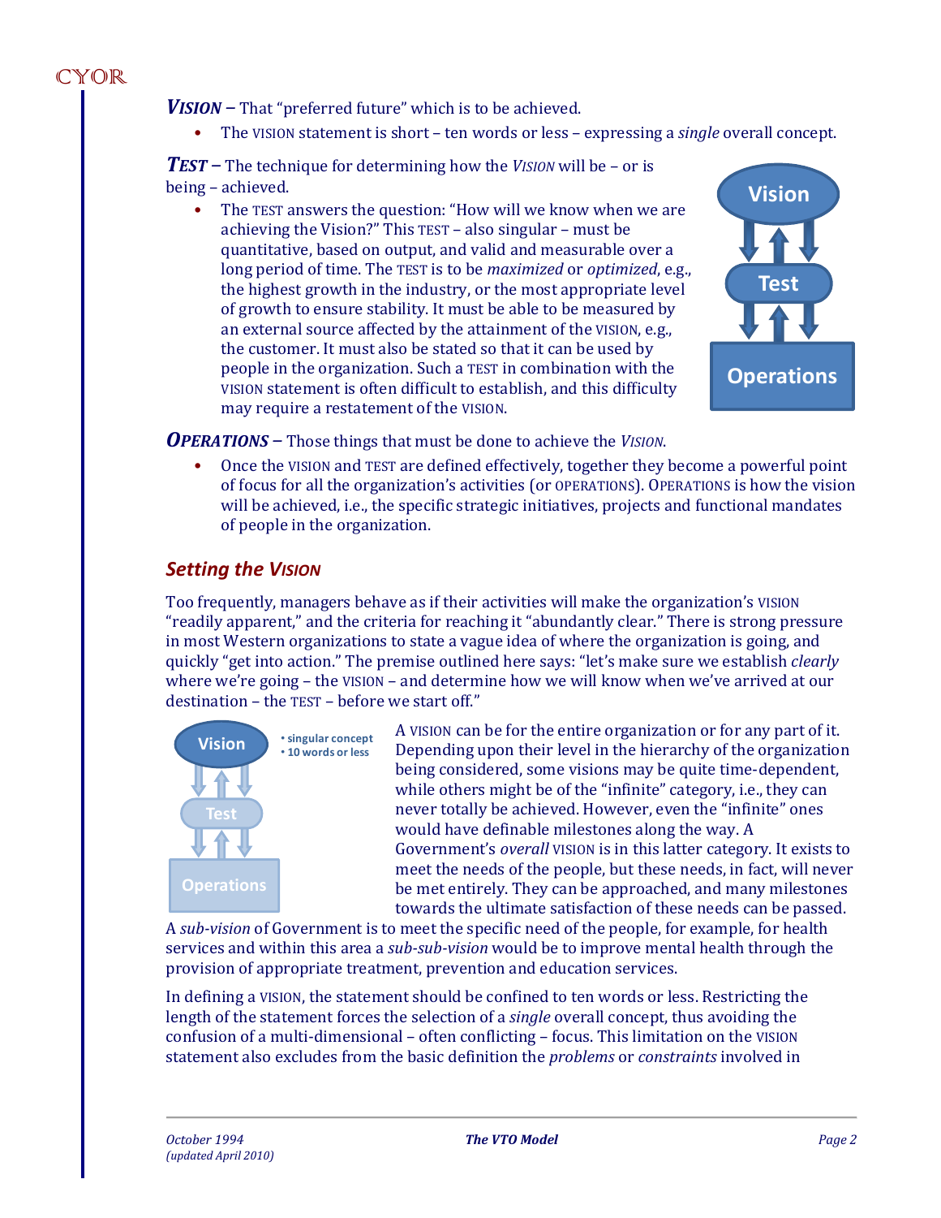***Vision*** – That "preferred future" which is to be achieved.

- The VISION statement is short – ten words or less – expressing a *single* overall concept.

***Test*** – The technique for determining how the *Vision* will be – or is being – achieved.

- The TEST answers the question: "How will we know when we are achieving the Vision?" This TEST – also singular – must be quantitative, based on output, and valid and measurable over a long period of time. The TEST is to be *maximized* or *optimized*, e.g., the highest growth in the industry, or the most appropriate level of growth to ensure stability. It must be able to be measured by an external source affected by the attainment of the VISION, e.g., the customer. It must also be stated so that it can be used by people in the organization. Such a TEST in combination with the VISION statement is often difficult to establish, and this difficulty may require a restatement of the VISION.

***Operations*** – Those things that must be done to achieve the *Vision*.

- Once the VISION and TEST are defined effectively, together they become a powerful point of focus for all the organization's activities (or OPERATIONS). OPERATIONS is how the vision will be achieved, i.e., the specific strategic initiatives, projects and functional mandates of people in the organization.

## *Setting the Vision*

Too frequently, managers behave as if their activities will make the organization's VISION "readily apparent," and the criteria for reaching it "abundantly clear." There is strong pressure in most Western organizations to state a vague idea of where the organization is going, and quickly "get into action." The premise outlined here says: "let's make sure we establish *clearly* where we're going – the VISION – and determine how we will know when we've arrived at our destination – the TEST – before we start off."

A VISION can be for the entire organization or for any part of it. Depending upon their level in the hierarchy of the organization being considered, some visions may be quite time-dependent, while others might be of the "infinite" category, i.e., they can never totally be achieved. However, even the "infinite" ones would have definable milestones along the way. A Government's *overall* VISION is in this latter category. It exists to meet the needs of the people, but these needs, in fact, will never be met entirely. They can be approached, and many milestones towards the ultimate satisfaction of these needs can be passed. A *sub-vision* of Government is to meet the specific need of the people, for example, for health services and within this area a *sub-sub-vision* would be to improve mental health through the provision of appropriate treatment, prevention and education services.

In defining a VISION, the statement should be confined to ten words or less. Restricting the length of the statement forces the selection of a *single* overall concept, thus avoiding the confusion of a multi-dimensional – often conflicting – focus. This limitation on the VISION statement also excludes from the basic definition the *problems* or *constraints* involved in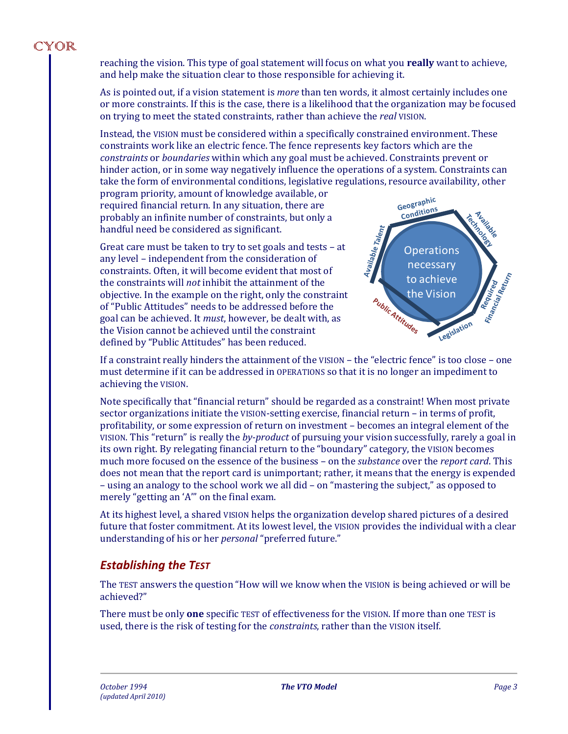reaching the vision. This type of goal statement will focus on what you **really** want to achieve, and help make the situation clear to those responsible for achieving it.

As is pointed out, if a vision statement is *more* than ten words, it almost certainly includes one or more constraints. If this is the case, there is a likelihood that the organization may be focused on trying to meet the stated constraints, rather than achieve the *real* VISION.

Instead, the VISION must be considered within a specifically constrained environment. These constraints work like an electric fence. The fence represents key factors which are the *constraints* or *boundaries* within which any goal must be achieved. Constraints prevent or hinder action, or in some way negatively influence the operations of a system. Constraints can take the form of environmental conditions, legislative regulations, resource availability, other program priority, amount of knowledge available, or required financial return. In any situation, there are probably an infinite number of constraints, but only a handful need be considered as significant.

Great care must be taken to try to set goals and tests – at any level – independent from the consideration of constraints. Often, it will become evident that most of the constraints will *not* inhibit the attainment of the objective. In the example on the right, only the constraint of "Public Attitudes" needs to be addressed before the goal can be achieved. It *must*, however, be dealt with, as the Vision cannot be achieved until the constraint defined by "Public Attitudes" has been reduced.

If a constraint really hinders the attainment of the VISION – the "electric fence" is too close – one must determine if it can be addressed in OPERATIONS so that it is no longer an impediment to achieving the VISION.

Note specifically that "financial return" should be regarded as a constraint! When most private sector organizations initiate the VISION-setting exercise, financial return – in terms of profit, profitability, or some expression of return on investment – becomes an integral element of the VISION. This "return" is really the *by-product* of pursuing your vision successfully, rarely a goal in its own right. By relegating financial return to the "boundary" category, the VISION becomes much more focused on the essence of the business – on the *substance* over the *report card*. This does not mean that the report card is unimportant; rather, it means that the energy is expended – using an analogy to the school work we all did – on "mastering the subject," as opposed to merely "getting an 'A'" on the final exam.

At its highest level, a shared VISION helps the organization develop shared pictures of a desired future that foster commitment. At its lowest level, the VISION provides the individual with a clear understanding of his or her *personal* "preferred future."

## *Establishing the TEST*

The TEST answers the question "How will we know when the VISION is being achieved or will be achieved?"

There must be only **one** specific TEST of effectiveness for the VISION. If more than one TEST is used, there is the risk of testing for the *constraints*, rather than the VISION itself.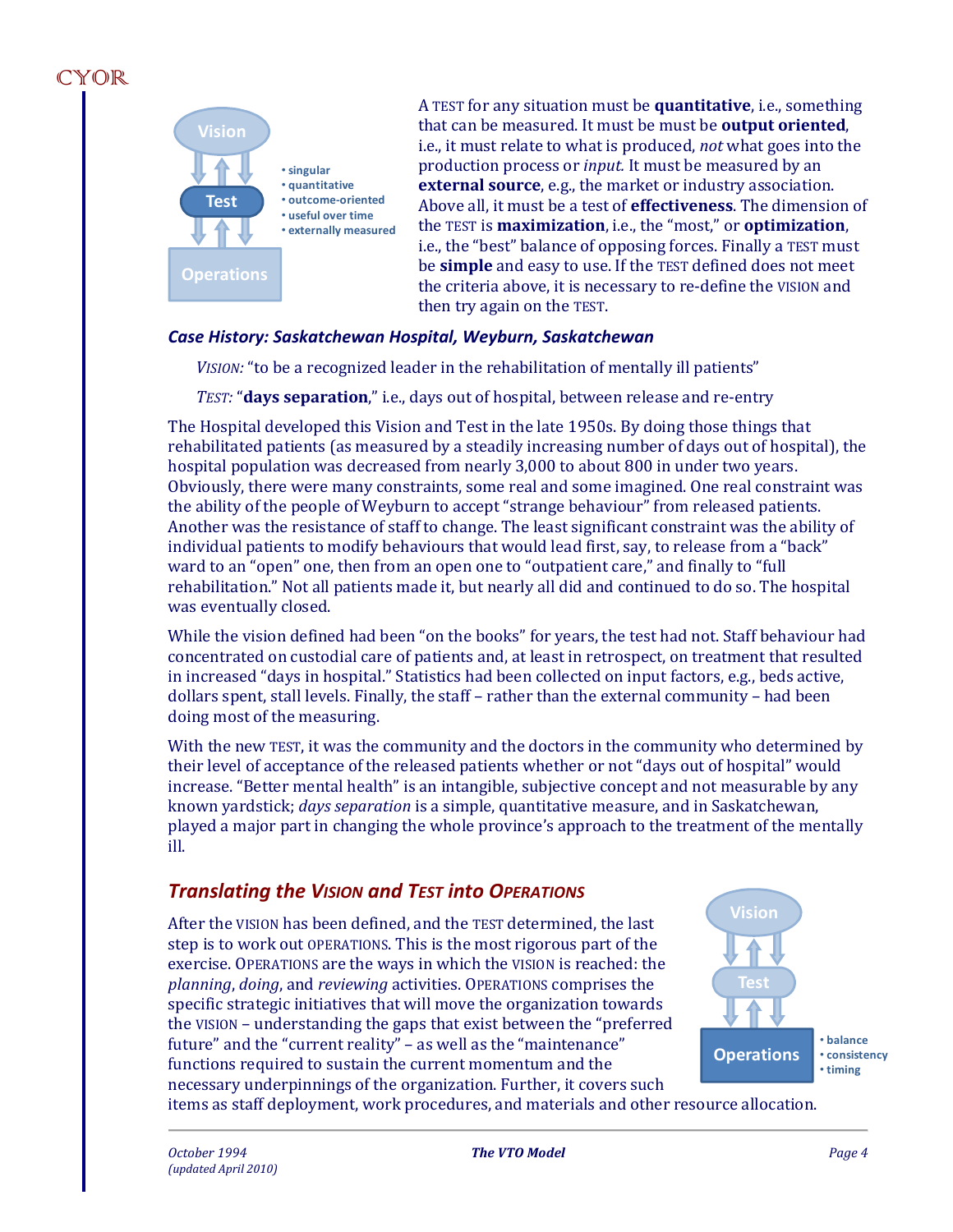- singular
- quantitative
- outcome-oriented
- useful over time
- externally measured

A TEST for any situation must be **quantitative**, i.e., something that can be measured. It must be must be **output oriented**, i.e., it must relate to what is produced, *not* what goes into the production process or *input.* It must be measured by an **external source**, e.g., the market or industry association. Above all, it must be a test of **effectiveness**. The dimension of the TEST is **maximization**, i.e., the "most," or **optimization**, i.e., the "best" balance of opposing forces. Finally a TEST must be **simple** and easy to use. If the TEST defined does not meet the criteria above, it is necessary to re-define the VISION and then try again on the TEST.

### *Case History: Saskatchewan Hospital, Weyburn, Saskatchewan*

*VISION:* "to be a recognized leader in the rehabilitation of mentally ill patients"

*TEST:* "**days separation**," i.e., days out of hospital, between release and re-entry

The Hospital developed this Vision and Test in the late 1950s. By doing those things that rehabilitated patients (as measured by a steadily increasing number of days out of hospital), the hospital population was decreased from nearly 3,000 to about 800 in under two years. Obviously, there were many constraints, some real and some imagined. One real constraint was the ability of the people of Weyburn to accept "strange behaviour" from released patients. Another was the resistance of staff to change. The least significant constraint was the ability of individual patients to modify behaviours that would lead first, say, to release from a "back" ward to an "open" one, then from an open one to "outpatient care," and finally to "full rehabilitation." Not all patients made it, but nearly all did and continued to do so. The hospital was eventually closed.

While the vision defined had been "on the books" for years, the test had not. Staff behaviour had concentrated on custodial care of patients and, at least in retrospect, on treatment that resulted in increased "days in hospital." Statistics had been collected on input factors, e.g., beds active, dollars spent, stall levels. Finally, the staff – rather than the external community – had been doing most of the measuring.

With the new TEST, it was the community and the doctors in the community who determined by their level of acceptance of the released patients whether or not "days out of hospital" would increase. "Better mental health" is an intangible, subjective concept and not measurable by any known yardstick; *days separation* is a simple, quantitative measure, and in Saskatchewan, played a major part in changing the whole province's approach to the treatment of the mentally ill.

## *Translating the VISION and TEST into OPERATIONS*

- balance
- consistency
- timing

After the VISION has been defined, and the TEST determined, the last step is to work out OPERATIONS. This is the most rigorous part of the exercise. OPERATIONS are the ways in which the VISION is reached: the *planning*, *doing*, and *reviewing* activities. OPERATIONS comprises the specific strategic initiatives that will move the organization towards the VISION – understanding the gaps that exist between the "preferred future" and the "current reality" – as well as the "maintenance" functions required to sustain the current momentum and the necessary underpinnings of the organization. Further, it covers such items as staff deployment, work procedures, and materials and other resource allocation.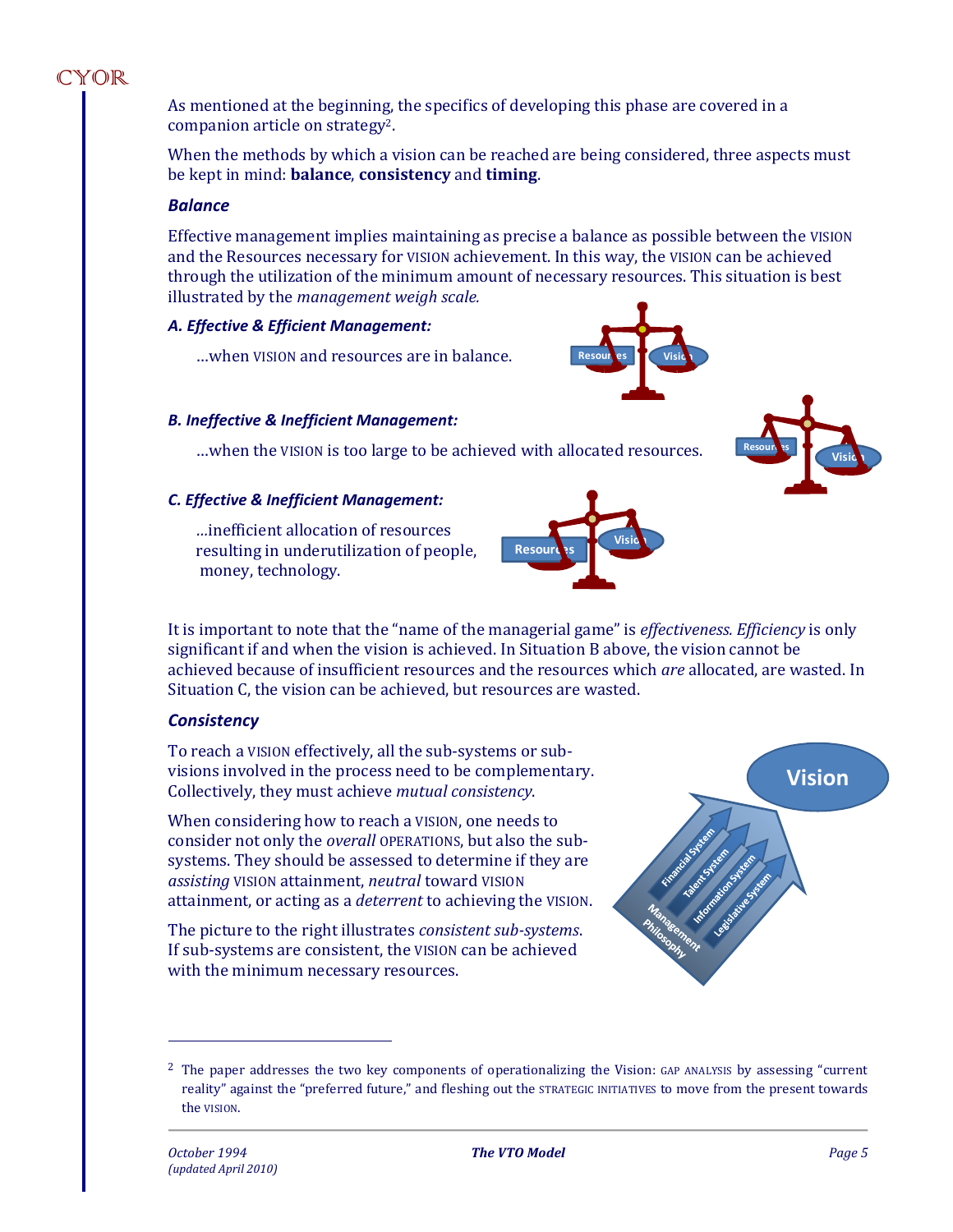As mentioned at the beginning, the specifics of developing this phase are covered in a companion article on strategy[2].

When the methods by which a vision can be reached are being considered, three aspects must be kept in mind: **balance**, **consistency** and **timing**.

### *Balance*

Effective management implies maintaining as precise a balance as possible between the VISION and the Resources necessary for VISION achievement. In this way, the VISION can be achieved through the utilization of the minimum amount of necessary resources. This situation is best illustrated by the *management weigh scale.*

***A. Effective & Efficient Management:***

…when VISION and resources are in balance.

***B. Ineffective & Inefficient Management:***

…when the VISION is too large to be achieved with allocated resources.

***C. Effective & Inefficient Management:***

…inefficient allocation of resources resulting in underutilization of people, money, technology.

It is important to note that the "name of the managerial game" is *effectiveness. Efficiency* is only significant if and when the vision is achieved. In Situation B above, the vision cannot be achieved because of insufficient resources and the resources which *are* allocated, are wasted. In Situation C, the vision can be achieved, but resources are wasted.

### *Consistency*

To reach a VISION effectively, all the sub-systems or sub-visions involved in the process need to be complementary. Collectively, they must achieve *mutual consistency*.

When considering how to reach a VISION, one needs to consider not only the *overall* OPERATIONS, but also the sub-systems. They should be assessed to determine if they are *assisting* VISION attainment, *neutral* toward VISION attainment, or acting as a *deterrent* to achieving the VISION.

The picture to the right illustrates *consistent sub-systems*. If sub-systems are consistent, the VISION can be achieved with the minimum necessary resources.

---

[2] The paper addresses the two key components of operationalizing the Vision: GAP ANALYSIS by assessing "current reality" against the "preferred future," and fleshing out the STRATEGIC INITIATIVES to move from the present towards the VISION.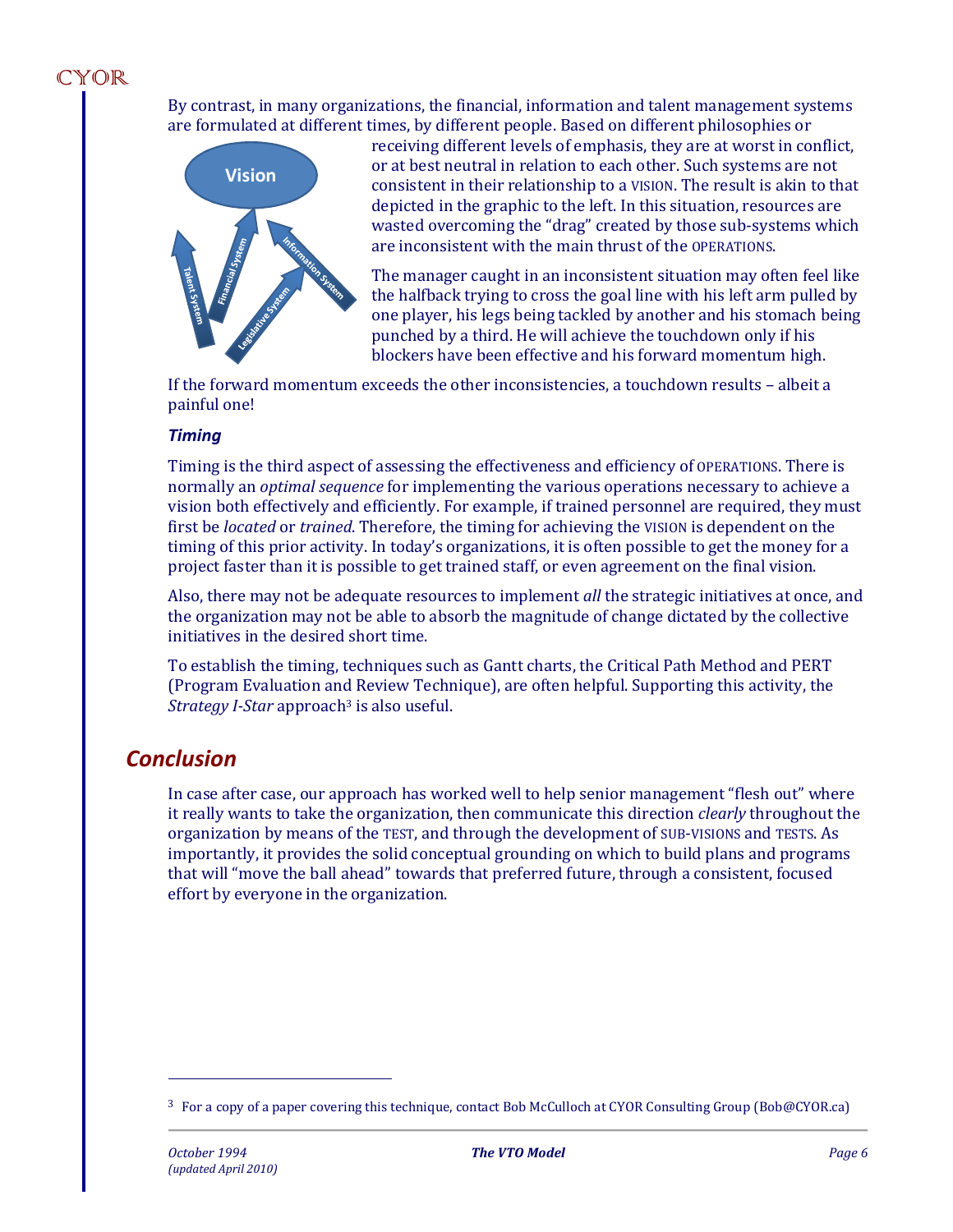By contrast, in many organizations, the financial, information and talent management systems are formulated at different times, by different people. Based on different philosophies or receiving different levels of emphasis, they are at worst in conflict, or at best neutral in relation to each other. Such systems are not consistent in their relationship to a VISION. The result is akin to that depicted in the graphic to the left. In this situation, resources are wasted overcoming the "drag" created by those sub-systems which are inconsistent with the main thrust of the OPERATIONS.

Vision

Talent System

Financial System

Information System

Legislative System

The manager caught in an inconsistent situation may often feel like the halfback trying to cross the goal line with his left arm pulled by one player, his legs being tackled by another and his stomach being punched by a third. He will achieve the touchdown only if his blockers have been effective and his forward momentum high.

If the forward momentum exceeds the other inconsistencies, a touchdown results – albeit a painful one!

#### *Timing*

Timing is the third aspect of assessing the effectiveness and efficiency of OPERATIONS. There is normally an *optimal sequence* for implementing the various operations necessary to achieve a vision both effectively and efficiently. For example, if trained personnel are required, they must first be *located* or *trained*. Therefore, the timing for achieving the VISION is dependent on the timing of this prior activity. In today's organizations, it is often possible to get the money for a project faster than it is possible to get trained staff, or even agreement on the final vision.

Also, there may not be adequate resources to implement *all* the strategic initiatives at once, and the organization may not be able to absorb the magnitude of change dictated by the collective initiatives in the desired short time.

To establish the timing, techniques such as Gantt charts, the Critical Path Method and PERT (Program Evaluation and Review Technique), are often helpful. Supporting this activity, the *Strategy I-Star* approach[3] is also useful.

## *Conclusion*

In case after case, our approach has worked well to help senior management "flesh out" where it really wants to take the organization, then communicate this direction *clearly* throughout the organization by means of the TEST, and through the development of SUB-VISIONS and TESTS. As importantly, it provides the solid conceptual grounding on which to build plans and programs that will "move the ball ahead" towards that preferred future, through a consistent, focused effort by everyone in the organization.

[3] For a copy of a paper covering this technique, contact Bob McCulloch at CYOR Consulting Group (Bob@CYOR.ca)